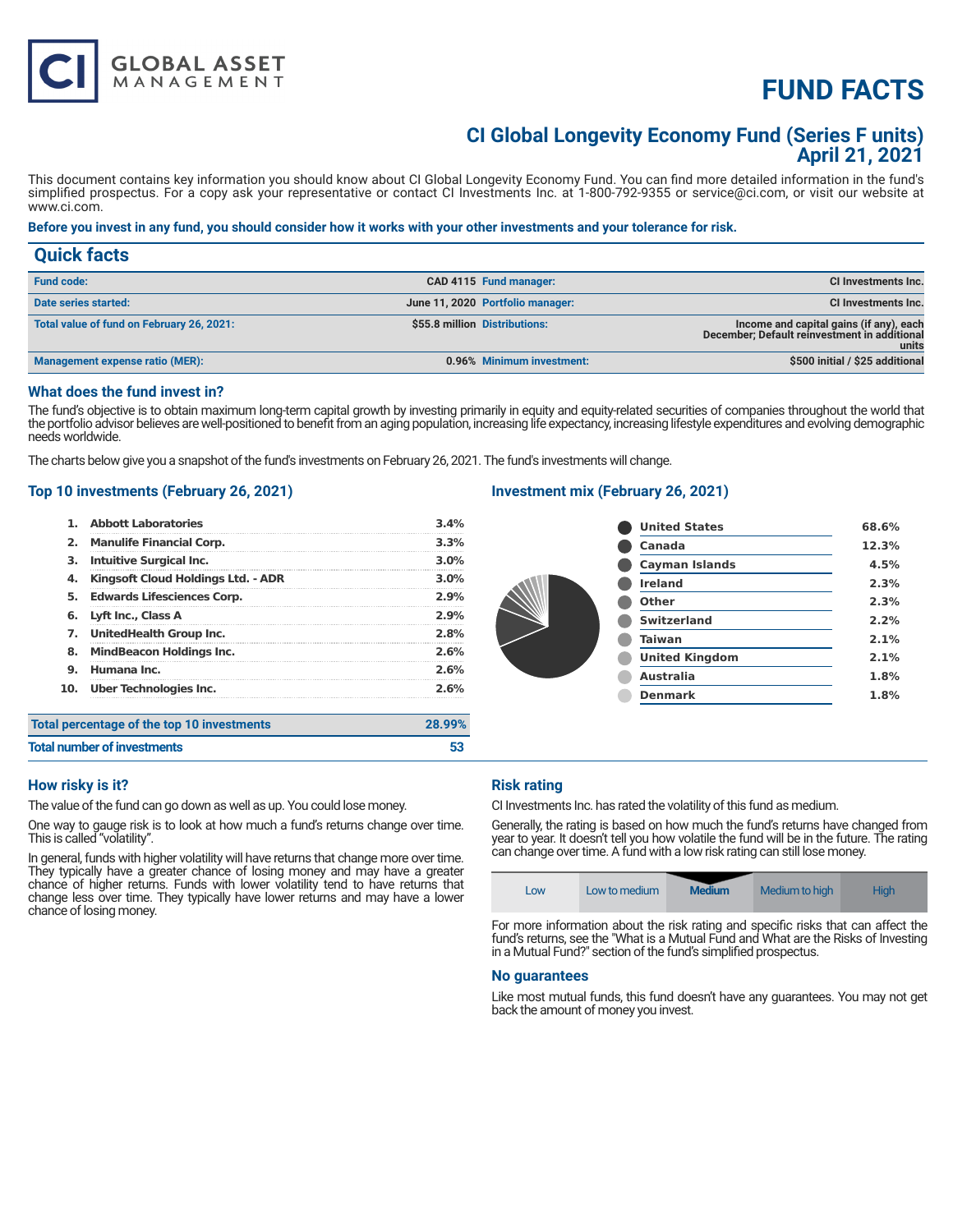CI GLOBAL ASSET MANAGEMENT

# FUND FACTS

## CI Global Longevity Economy Fund (Series F units)
## April 21, 2021

This document contains key information you should know about CI Global Longevity Economy Fund. You can find more detailed information in the fund's simplified prospectus. For a copy ask your representative or contact CI Investments Inc. at 1-800-792-9355 or service@ci.com, or visit our website at www.ci.com.

**Before you invest in any fund, you should consider how it works with your other investments and your tolerance for risk.**

## Quick facts

| | | | |
|---|---|---|---|
| **Fund code:** | CAD 4115 | **Fund manager:** | CI Investments Inc. |
| **Date series started:** | June 11, 2020 | **Portfolio manager:** | CI Investments Inc. |
| **Total value of fund on February 26, 2021:** | $55.8 million | **Distributions:** | Income and capital gains (if any), each December; Default reinvestment in additional units |
| **Management expense ratio (MER):** | 0.96% | **Minimum investment:** | $500 initial / $25 additional |

### What does the fund invest in?

The fund's objective is to obtain maximum long-term capital growth by investing primarily in equity and equity-related securities of companies throughout the world that the portfolio advisor believes are well-positioned to benefit from an aging population, increasing life expectancy, increasing lifestyle expenditures and evolving demographic needs worldwide.

The charts below give you a snapshot of the fund's investments on February 26, 2021. The fund's investments will change.

### Top 10 investments (February 26, 2021)

| | | |
|---|---|---|
| 1. | Abbott Laboratories | 3.4% |
| 2. | Manulife Financial Corp. | 3.3% |
| 3. | Intuitive Surgical Inc. | 3.0% |
| 4. | Kingsoft Cloud Holdings Ltd. - ADR | 3.0% |
| 5. | Edwards Lifesciences Corp. | 2.9% |
| 6. | Lyft Inc., Class A | 2.9% |
| 7. | UnitedHealth Group Inc. | 2.8% |
| 8. | MindBeacon Holdings Inc. | 2.6% |
| 9. | Humana Inc. | 2.6% |
| 10. | Uber Technologies Inc. | 2.6% |

| | |
|---|---|
| **Total percentage of the top 10 investments** | 28.99% |
| **Total number of investments** | 53 |

### Investment mix (February 26, 2021)

| | |
|---|---|
| United States | 68.6% |
| Canada | 12.3% |
| Cayman Islands | 4.5% |
| Ireland | 2.3% |
| Other | 2.3% |
| Switzerland | 2.2% |
| Taiwan | 2.1% |
| United Kingdom | 2.1% |
| Australia | 1.8% |
| Denmark | 1.8% |

### How risky is it?

The value of the fund can go down as well as up. You could lose money.

One way to gauge risk is to look at how much a fund's returns change over time. This is called "volatility".

In general, funds with higher volatility will have returns that change more over time. They typically have a greater chance of losing money and may have a greater chance of higher returns. Funds with lower volatility tend to have returns that change less over time. They typically have lower returns and may have a lower chance of losing money.

### Risk rating

CI Investments Inc. has rated the volatility of this fund as medium.

Generally, the rating is based on how much the fund's returns have changed from year to year. It doesn't tell you how volatile the fund will be in the future. The rating can change over time. A fund with a low risk rating can still lose money.

| Low | Low to medium | **Medium** | Medium to high | High |
|---|---|---|---|---|

For more information about the risk rating and specific risks that can affect the fund's returns, see the "What is a Mutual Fund and What are the Risks of Investing in a Mutual Fund?" section of the fund's simplified prospectus.

### No guarantees

Like most mutual funds, this fund doesn't have any guarantees. You may not get back the amount of money you invest.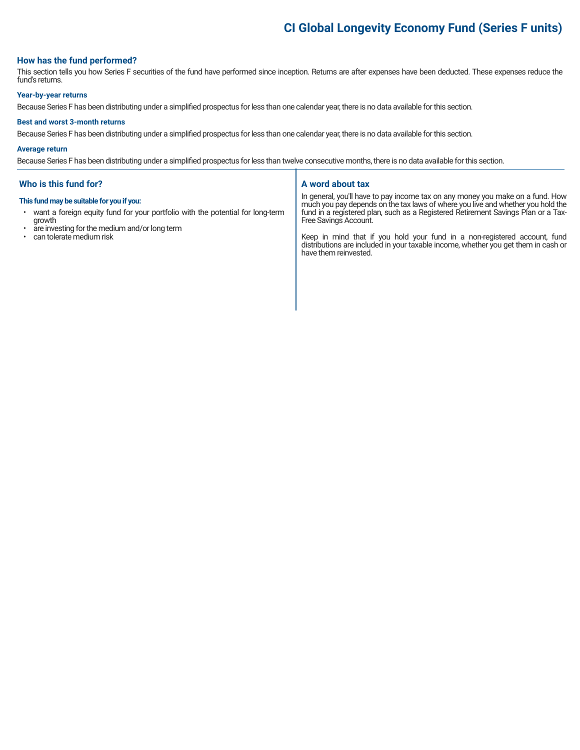# CI Global Longevity Economy Fund (Series F units)

## How has the fund performed?

This section tells you how Series F securities of the fund have performed since inception. Returns are after expenses have been deducted. These expenses reduce the fund's returns.

### Year-by-year returns

Because Series F has been distributing under a simplified prospectus for less than one calendar year, there is no data available for this section.

### Best and worst 3-month returns

Because Series F has been distributing under a simplified prospectus for less than one calendar year, there is no data available for this section.

### Average return

Because Series F has been distributing under a simplified prospectus for less than twelve consecutive months, there is no data available for this section.

## Who is this fund for?

**This fund may be suitable for you if you:**

- want a foreign equity fund for your portfolio with the potential for long-term growth
- are investing for the medium and/or long term
- can tolerate medium risk

## A word about tax

In general, you'll have to pay income tax on any money you make on a fund. How much you pay depends on the tax laws of where you live and whether you hold the fund in a registered plan, such as a Registered Retirement Savings Plan or a Tax-Free Savings Account.

Keep in mind that if you hold your fund in a non-registered account, fund distributions are included in your taxable income, whether you get them in cash or have them reinvested.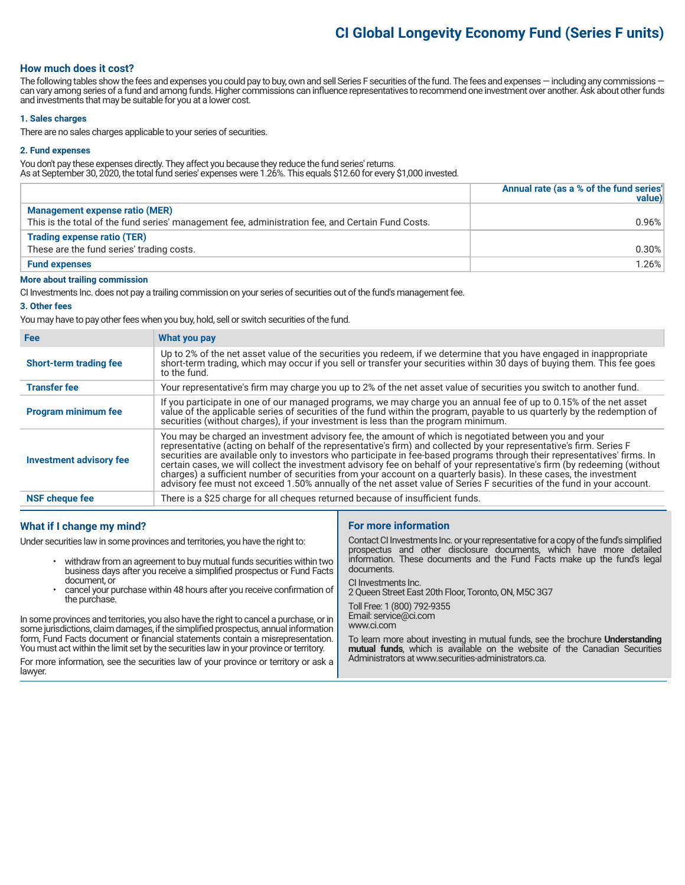# CI Global Longevity Economy Fund (Series F units)

## How much does it cost?

The following tables show the fees and expenses you could pay to buy, own and sell Series F securities of the fund. The fees and expenses — including any commissions — can vary among series of a fund and among funds. Higher commissions can influence representatives to recommend one investment over another. Ask about other funds and investments that may be suitable for you at a lower cost.

### 1. Sales charges

There are no sales charges applicable to your series of securities.

### 2. Fund expenses

You don't pay these expenses directly. They affect you because they reduce the fund series' returns.
As at September 30, 2020, the total fund series' expenses were 1.26%. This equals $12.60 for every $1,000 invested.

| | Annual rate (as a % of the fund series' value) |
|---|---|
| **Management expense ratio (MER)**<br>This is the total of the fund series' management fee, administration fee, and Certain Fund Costs. | 0.96% |
| **Trading expense ratio (TER)**<br>These are the fund series' trading costs. | 0.30% |
| **Fund expenses** | 1.26% |

**More about trailing commission**

CI Investments Inc. does not pay a trailing commission on your series of securities out of the fund's management fee.

### 3. Other fees

You may have to pay other fees when you buy, hold, sell or switch securities of the fund.

| Fee | What you pay |
|---|---|
| **Short-term trading fee** | Up to 2% of the net asset value of the securities you redeem, if we determine that you have engaged in inappropriate short-term trading, which may occur if you sell or transfer your securities within 30 days of buying them. This fee goes to the fund. |
| **Transfer fee** | Your representative's firm may charge you up to 2% of the net asset value of securities you switch to another fund. |
| **Program minimum fee** | If you participate in one of our managed programs, we may charge you an annual fee of up to 0.15% of the net asset value of the applicable series of securities of the fund within the program, payable to us quarterly by the redemption of securities (without charges), if your investment is less than the program minimum. |
| **Investment advisory fee** | You may be charged an investment advisory fee, the amount of which is negotiated between you and your representative (acting on behalf of the representative's firm) and collected by your representative's firm. Series F securities are available only to investors who participate in fee-based programs through their representatives' firms. In certain cases, we will collect the investment advisory fee on behalf of your representative's firm (by redeeming (without charges) a sufficient number of securities from your account on a quarterly basis). In these cases, the investment advisory fee must not exceed 1.50% annually of the net asset value of Series F securities of the fund in your account. |
| **NSF cheque fee** | There is a $25 charge for all cheques returned because of insufficient funds. |

## What if I change my mind?

Under securities law in some provinces and territories, you have the right to:

- withdraw from an agreement to buy mutual funds securities within two business days after you receive a simplified prospectus or Fund Facts document, or
- cancel your purchase within 48 hours after you receive confirmation of the purchase.

In some provinces and territories, you also have the right to cancel a purchase, or in some jurisdictions, claim damages, if the simplified prospectus, annual information form, Fund Facts document or financial statements contain a misrepresentation. You must act within the limit set by the securities law in your province or territory.

For more information, see the securities law of your province or territory or ask a lawyer.

## For more information

Contact CI Investments Inc. or your representative for a copy of the fund's simplified prospectus and other disclosure documents, which have more detailed information. These documents and the Fund Facts make up the fund's legal documents.

CI Investments Inc.
2 Queen Street East 20th Floor, Toronto, ON, M5C 3G7

Toll Free: 1 (800) 792-9355
Email: service@ci.com
www.ci.com

To learn more about investing in mutual funds, see the brochure **Understanding mutual funds**, which is available on the website of the Canadian Securities Administrators at www.securities-administrators.ca.